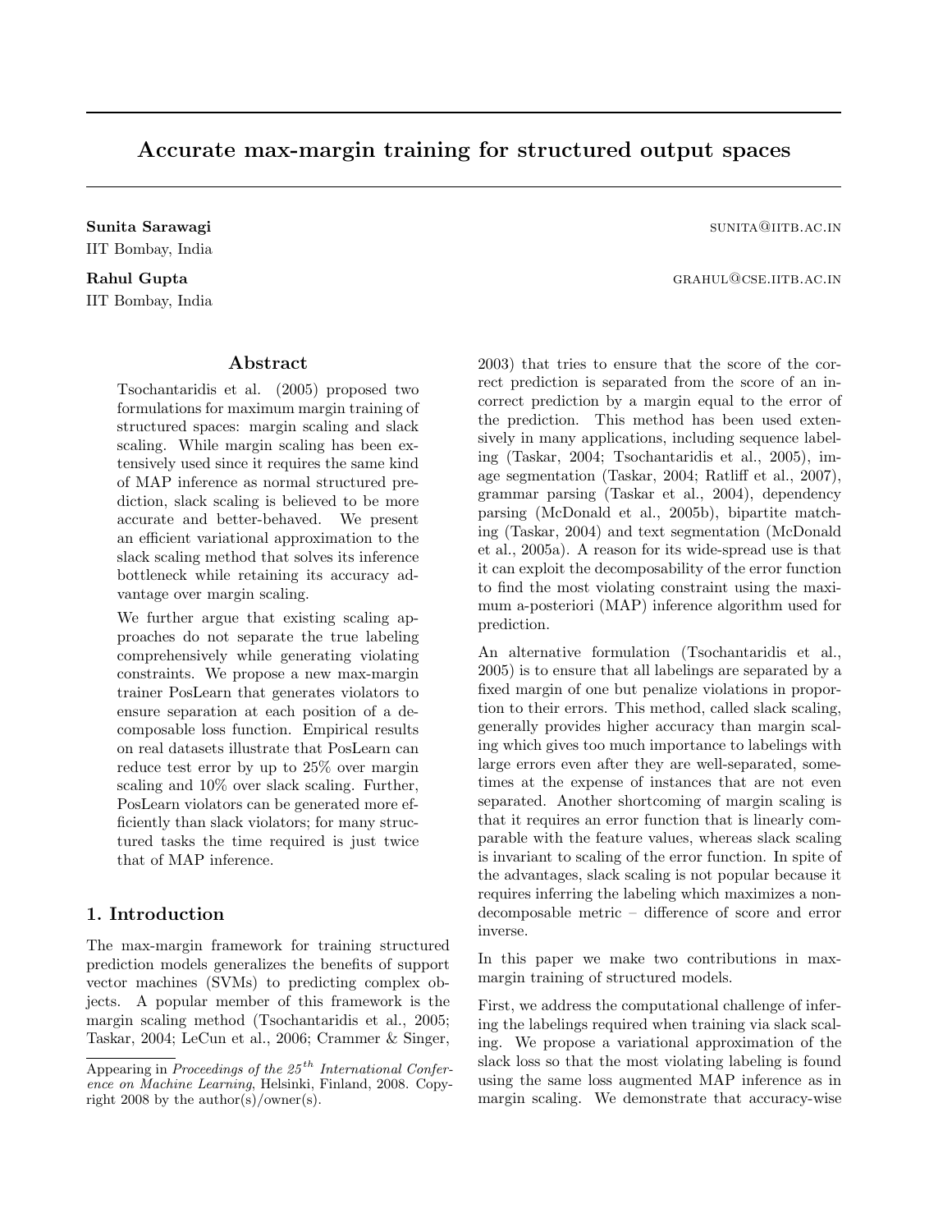# Accurate max-margin training for structured output spaces

**Sunita Sarawagi** SUNITA@IITB.AC.IN
IIT Bombay, India

**Rahul Gupta** GRAHUL@CSE.IITB.AC.IN
IIT Bombay, India

## Abstract

Tsochantaridis et al. (2005) proposed two formulations for maximum margin training of structured spaces: margin scaling and slack scaling. While margin scaling has been extensively used since it requires the same kind of MAP inference as normal structured prediction, slack scaling is believed to be more accurate and better-behaved. We present an efficient variational approximation to the slack scaling method that solves its inference bottleneck while retaining its accuracy advantage over margin scaling.

We further argue that existing scaling approaches do not separate the true labeling comprehensively while generating violating constraints. We propose a new max-margin trainer PosLearn that generates violators to ensure separation at each position of a decomposable loss function. Empirical results on real datasets illustrate that PosLearn can reduce test error by up to 25% over margin scaling and 10% over slack scaling. Further, PosLearn violators can be generated more efficiently than slack violators; for many structured tasks the time required is just twice that of MAP inference.

## 1. Introduction

The max-margin framework for training structured prediction models generalizes the benefits of support vector machines (SVMs) to predicting complex objects. A popular member of this framework is the margin scaling method (Tsochantaridis et al., 2005; Taskar, 2004; LeCun et al., 2006; Crammer & Singer, 2003) that tries to ensure that the score of the correct prediction is separated from the score of an incorrect prediction by a margin equal to the error of the prediction. This method has been used extensively in many applications, including sequence labeling (Taskar, 2004; Tsochantaridis et al., 2005), image segmentation (Taskar, 2004; Ratliff et al., 2007), grammar parsing (Taskar et al., 2004), dependency parsing (McDonald et al., 2005b), bipartite matching (Taskar, 2004) and text segmentation (McDonald et al., 2005a). A reason for its wide-spread use is that it can exploit the decomposability of the error function to find the most violating constraint using the maximum a-posteriori (MAP) inference algorithm used for prediction.

An alternative formulation (Tsochantaridis et al., 2005) is to ensure that all labelings are separated by a fixed margin of one but penalize violations in proportion to their errors. This method, called slack scaling, generally provides higher accuracy than margin scaling which gives too much importance to labelings with large errors even after they are well-separated, sometimes at the expense of instances that are not even separated. Another shortcoming of margin scaling is that it requires an error function that is linearly comparable with the feature values, whereas slack scaling is invariant to scaling of the error function. In spite of the advantages, slack scaling is not popular because it requires inferring the labeling which maximizes a non-decomposable metric – difference of score and error inverse.

In this paper we make two contributions in max-margin training of structured models.

First, we address the computational challenge of infering the labelings required when training via slack scaling. We propose a variational approximation of the slack loss so that the most violating labeling is found using the same loss augmented MAP inference as in margin scaling. We demonstrate that accuracy-wise

Appearing in *Proceedings of the 25th International Conference on Machine Learning*, Helsinki, Finland, 2008. Copyright 2008 by the author(s)/owner(s).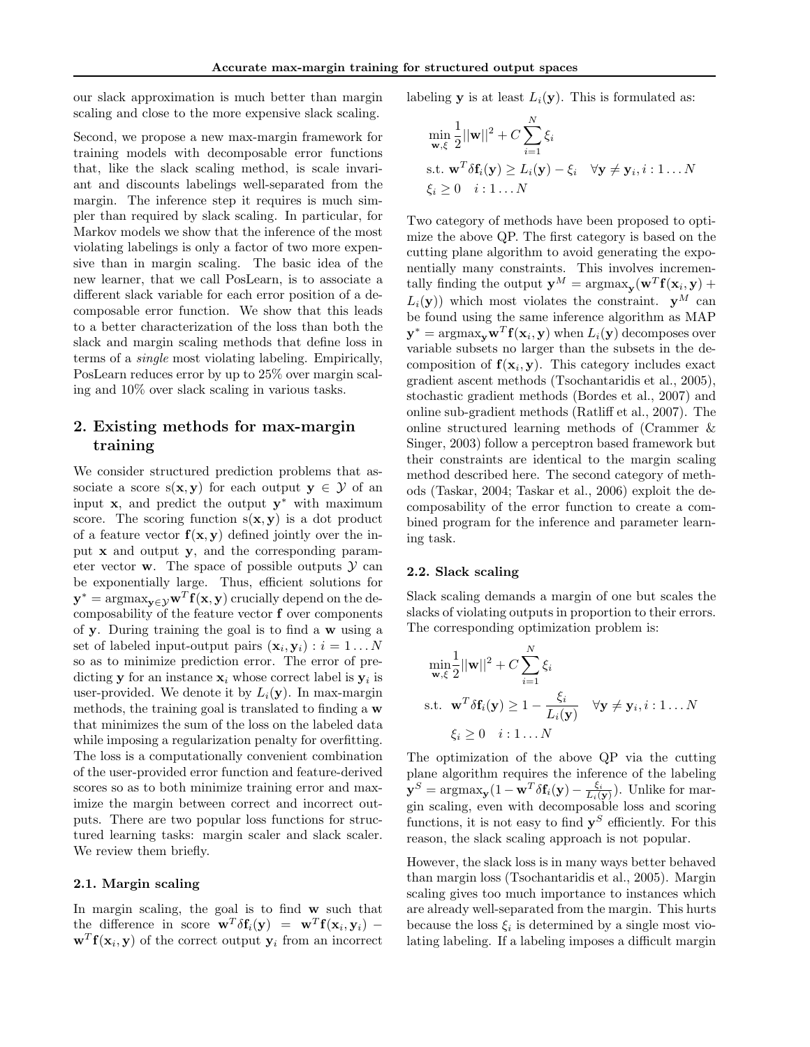our slack approximation is much better than margin scaling and close to the more expensive slack scaling.

Second, we propose a new max-margin framework for training models with decomposable error functions that, like the slack scaling method, is scale invariant and discounts labelings well-separated from the margin. The inference step it requires is much simpler than required by slack scaling. In particular, for Markov models we show that the inference of the most violating labelings is only a factor of two more expensive than in margin scaling. The basic idea of the new learner, that we call PosLearn, is to associate a different slack variable for each error position of a decomposable error function. We show that this leads to a better characterization of the loss than both the slack and margin scaling methods that define loss in terms of a *single* most violating labeling. Empirically, PosLearn reduces error by up to 25% over margin scaling and 10% over slack scaling in various tasks.

## 2. Existing methods for max-margin training

We consider structured prediction problems that associate a score $s(\mathbf{x}, \mathbf{y})$ for each output $\mathbf{y} \in \mathcal{Y}$ of an input $\mathbf{x}$, and predict the output $\mathbf{y}^*$ with maximum score. The scoring function $s(\mathbf{x}, \mathbf{y})$ is a dot product of a feature vector $\mathbf{f}(\mathbf{x}, \mathbf{y})$ defined jointly over the input $\mathbf{x}$ and output $\mathbf{y}$, and the corresponding parameter vector $\mathbf{w}$. The space of possible outputs $\mathcal{Y}$ can be exponentially large. Thus, efficient solutions for $\mathbf{y}^* = \text{argmax}_{\mathbf{y} \in \mathcal{Y}} \mathbf{w}^T \mathbf{f}(\mathbf{x}, \mathbf{y})$ crucially depend on the decomposability of the feature vector $\mathbf{f}$ over components of $\mathbf{y}$. During training the goal is to find a $\mathbf{w}$ using a set of labeled input-output pairs $(\mathbf{x}_i, \mathbf{y}_i) : i = 1 \ldots N$ so as to minimize prediction error. The error of predicting $\mathbf{y}$ for an instance $\mathbf{x}_i$ whose correct label is $\mathbf{y}_i$ is user-provided. We denote it by $L_i(\mathbf{y})$. In max-margin methods, the training goal is translated to finding a $\mathbf{w}$ that minimizes the sum of the loss on the labeled data while imposing a regularization penalty for overfitting. The loss is a computationally convenient combination of the user-provided error function and feature-derived scores so as to both minimize training error and maximize the margin between correct and incorrect outputs. There are two popular loss functions for structured learning tasks: margin scaler and slack scaler. We review them briefly.

### 2.1. Margin scaling

In margin scaling, the goal is to find $\mathbf{w}$ such that the difference in score $\mathbf{w}^T \delta \mathbf{f}_i(\mathbf{y}) = \mathbf{w}^T \mathbf{f}(\mathbf{x}_i, \mathbf{y}_i) - \mathbf{w}^T \mathbf{f}(\mathbf{x}_i, \mathbf{y})$ of the correct output $\mathbf{y}_i$ from an incorrect labeling $\mathbf{y}$ is at least $L_i(\mathbf{y})$. This is formulated as:

$$
\begin{aligned}
&\min_{\mathbf{w}, \xi} \frac{1}{2} ||\mathbf{w}||^2 + C \sum_{i=1}^{N} \xi_i \\
&\text{s.t. } \mathbf{w}^T \delta \mathbf{f}_i(\mathbf{y}) \geq L_i(\mathbf{y}) - \xi_i \quad \forall \mathbf{y} \neq \mathbf{y}_i, i : 1 \ldots N \\
&\xi_i \geq 0 \quad i : 1 \ldots N
\end{aligned}
$$

Two category of methods have been proposed to optimize the above QP. The first category is based on the cutting plane algorithm to avoid generating the exponentially many constraints. This involves incrementally finding the output $\mathbf{y}^M = \text{argmax}_{\mathbf{y}} (\mathbf{w}^T \mathbf{f}(\mathbf{x}_i, \mathbf{y}) + L_i(\mathbf{y}))$ which most violates the constraint. $\mathbf{y}^M$ can be found using the same inference algorithm as MAP $\mathbf{y}^* = \text{argmax}_{\mathbf{y}} \mathbf{w}^T \mathbf{f}(\mathbf{x}_i, \mathbf{y})$ when $L_i(\mathbf{y})$ decomposes over variable subsets no larger than the subsets in the decomposition of $\mathbf{f}(\mathbf{x}_i, \mathbf{y})$. This category includes exact gradient ascent methods (Tsochantaridis et al., 2005), stochastic gradient methods (Bordes et al., 2007) and online sub-gradient methods (Ratliff et al., 2007). The online structured learning methods of (Crammer & Singer, 2003) follow a perceptron based framework but their constraints are identical to the margin scaling method described here. The second category of methods (Taskar, 2004; Taskar et al., 2006) exploit the decomposability of the error function to create a combined program for the inference and parameter learning task.

### 2.2. Slack scaling

Slack scaling demands a margin of one but scales the slacks of violating outputs in proportion to their errors. The corresponding optimization problem is:

$$
\begin{aligned}
&\min_{\mathbf{w}, \xi} \frac{1}{2} ||\mathbf{w}||^2 + C \sum_{i=1}^{N} \xi_i \\
&\text{s.t. } \mathbf{w}^T \delta \mathbf{f}_i(\mathbf{y}) \geq 1 - \frac{\xi_i}{L_i(\mathbf{y})} \quad \forall \mathbf{y} \neq \mathbf{y}_i, i : 1 \ldots N \\
&\xi_i \geq 0 \quad i : 1 \ldots N
\end{aligned}
$$

The optimization of the above QP via the cutting plane algorithm requires the inference of the labeling $\mathbf{y}^S = \text{argmax}_{\mathbf{y}} (1 - \mathbf{w}^T \delta \mathbf{f}_i(\mathbf{y}) - \frac{\xi_i}{L_i(\mathbf{y})})$. Unlike for margin scaling, even with decomposable loss and scoring functions, it is not easy to find $\mathbf{y}^S$ efficiently. For this reason, the slack scaling approach is not popular.

However, the slack loss is in many ways better behaved than margin loss (Tsochantaridis et al., 2005). Margin scaling gives too much importance to instances which are already well-separated from the margin. This hurts because the loss $\xi_i$ is determined by a single most violating labeling. If a labeling imposes a difficult margin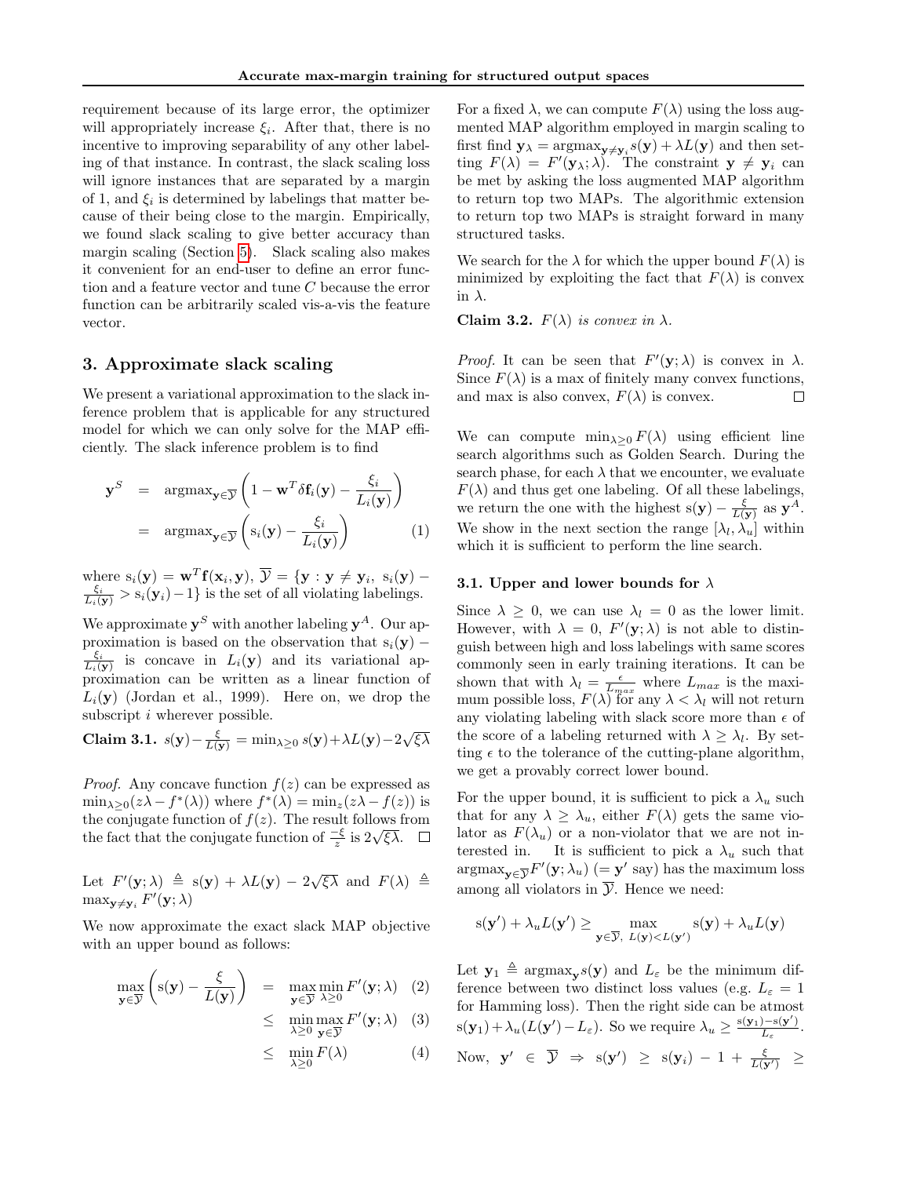requirement because of its large error, the optimizer will appropriately increase $\xi_i$. After that, there is no incentive to improving separability of any other labeling of that instance. In contrast, the slack scaling loss will ignore instances that are separated by a margin of 1, and $\xi_i$ is determined by labelings that matter because of their being close to the margin. Empirically, we found slack scaling to give better accuracy than margin scaling (Section 5). Slack scaling also makes it convenient for an end-user to define an error function and a feature vector and tune $C$ because the error function can be arbitrarily scaled vis-a-vis the feature vector.

## 3. Approximate slack scaling

We present a variational approximation to the slack inference problem that is applicable for any structured model for which we can only solve for the MAP efficiently. The slack inference problem is to find

$$
\begin{aligned}
\mathbf{y}^S &= \text{argmax}_{\mathbf{y}\in\overline{\mathcal{Y}}}\left(1 - \mathbf{w}^T\delta\mathbf{f}_i(\mathbf{y}) - \frac{\xi_i}{L_i(\mathbf{y})}\right) \\
&= \text{argmax}_{\mathbf{y}\in\overline{\mathcal{Y}}}\left(\mathrm{s}_i(\mathbf{y}) - \frac{\xi_i}{L_i(\mathbf{y})}\right) \qquad (1)
\end{aligned}
$$

where $\mathrm{s}_i(\mathbf{y}) = \mathbf{w}^T\mathbf{f}(\mathbf{x}_i, \mathbf{y})$, $\overline{\mathcal{Y}} = \{\mathbf{y} : \mathbf{y} \neq \mathbf{y}_i,\ \mathrm{s}_i(\mathbf{y}) - \frac{\xi_i}{L_i(\mathbf{y})} > \mathrm{s}_i(\mathbf{y}_i) - 1\}$ is the set of all violating labelings.

We approximate $\mathbf{y}^S$ with another labeling $\mathbf{y}^A$. Our approximation is based on the observation that $\mathrm{s}_i(\mathbf{y}) - \frac{\xi_i}{L_i(\mathbf{y})}$ is concave in $L_i(\mathbf{y})$ and its variational approximation can be written as a linear function of $L_i(\mathbf{y})$ (Jordan et al., 1999). Here on, we drop the subscript $i$ wherever possible.

**Claim 3.1.** *$\mathrm{s}(\mathbf{y}) - \frac{\xi}{L(\mathbf{y})} = \min_{\lambda\geq 0} \mathrm{s}(\mathbf{y}) + \lambda L(\mathbf{y}) - 2\sqrt{\xi\lambda}$*

*Proof.* Any concave function $f(z)$ can be expressed as $\min_{\lambda\geq 0}(z\lambda - f^*(\lambda))$ where $f^*(\lambda) = \min_z(z\lambda - f(z))$ is the conjugate function of $f(z)$. The result follows from the fact that the conjugate function of $\frac{-\xi}{z}$ is $2\sqrt{\xi\lambda}$. □

Let $F'(\mathbf{y};\lambda) \triangleq \mathrm{s}(\mathbf{y}) + \lambda L(\mathbf{y}) - 2\sqrt{\xi\lambda}$ and $F(\lambda) \triangleq \max_{\mathbf{y}\neq\mathbf{y}_i} F'(\mathbf{y};\lambda)$

We now approximate the exact slack MAP objective with an upper bound as follows:

$$
\begin{aligned}
\max_{\mathbf{y}\in\overline{\mathcal{Y}}}\left(\mathrm{s}(\mathbf{y}) - \frac{\xi}{L(\mathbf{y})}\right) &= \max_{\mathbf{y}\in\overline{\mathcal{Y}}}\min_{\lambda\geq 0} F'(\mathbf{y};\lambda) \qquad (2) \\
&\leq \min_{\lambda\geq 0}\max_{\mathbf{y}\in\overline{\mathcal{Y}}} F'(\mathbf{y};\lambda) \qquad (3) \\
&\leq \min_{\lambda\geq 0} F(\lambda) \qquad (4)
\end{aligned}
$$

For a fixed $\lambda$, we can compute $F(\lambda)$ using the loss augmented MAP algorithm employed in margin scaling to first find $\mathbf{y}_\lambda = \text{argmax}_{\mathbf{y}\neq\mathbf{y}_i}\mathrm{s}(\mathbf{y}) + \lambda L(\mathbf{y})$ and then setting $F(\lambda) = F'(\mathbf{y}_\lambda;\lambda)$. The constraint $\mathbf{y}\neq\mathbf{y}_i$ can be met by asking the loss augmented MAP algorithm to return top two MAPs. The algorithmic extension to return top two MAPs is straight forward in many structured tasks.

We search for the $\lambda$ for which the upper bound $F(\lambda)$ is minimized by exploiting the fact that $F(\lambda)$ is convex in $\lambda$.

**Claim 3.2.** *$F(\lambda)$ is convex in $\lambda$.*

*Proof.* It can be seen that $F'(\mathbf{y};\lambda)$ is convex in $\lambda$. Since $F(\lambda)$ is a max of finitely many convex functions, and max is also convex, $F(\lambda)$ is convex. □

We can compute $\min_{\lambda\geq 0} F(\lambda)$ using efficient line search algorithms such as Golden Search. During the search phase, for each $\lambda$ that we encounter, we evaluate $F(\lambda)$ and thus get one labeling. Of all these labelings, we return the one with the highest $\mathrm{s}(\mathbf{y}) - \frac{\xi}{L(\mathbf{y})}$ as $\mathbf{y}^A$. We show in the next section the range $[\lambda_l, \lambda_u]$ within which it is sufficient to perform the line search.

### 3.1. Upper and lower bounds for $\lambda$

Since $\lambda \geq 0$, we can use $\lambda_l = 0$ as the lower limit. However, with $\lambda = 0$, $F'(\mathbf{y};\lambda)$ is not able to distinguish between high and loss labelings with same scores commonly seen in early training iterations. It can be shown that with $\lambda_l = \frac{\epsilon}{L_{max}}$ where $L_{max}$ is the maximum possible loss, $F(\lambda)$ for any $\lambda < \lambda_l$ will not return any violating labeling with slack score more than $\epsilon$ of the score of a labeling returned with $\lambda \geq \lambda_l$. By setting $\epsilon$ to the tolerance of the cutting-plane algorithm, we get a provably correct lower bound.

For the upper bound, it is sufficient to pick a $\lambda_u$ such that for any $\lambda \geq \lambda_u$, either $F(\lambda)$ gets the same violator as $F(\lambda_u)$ or a non-violator that we are not interested in. It is sufficient to pick a $\lambda_u$ such that $\text{argmax}_{\mathbf{y}\in\overline{\mathcal{Y}}}F'(\mathbf{y};\lambda_u)$ ($= \mathbf{y}'$ say) has the maximum loss among all violators in $\overline{\mathcal{Y}}$. Hence we need:

$$
\mathrm{s}(\mathbf{y}') + \lambda_u L(\mathbf{y}') \geq \max_{\mathbf{y}\in\overline{\mathcal{Y}},\ L(\mathbf{y})<L(\mathbf{y}')} \mathrm{s}(\mathbf{y}) + \lambda_u L(\mathbf{y})
$$

Let $\mathbf{y}_1 \triangleq \text{argmax}_{\mathbf{y}}\mathrm{s}(\mathbf{y})$ and $L_\varepsilon$ be the minimum difference between two distinct loss values (e.g. $L_\varepsilon = 1$ for Hamming loss). Then the right side can be atmost $\mathrm{s}(\mathbf{y}_1) + \lambda_u(L(\mathbf{y}') - L_\varepsilon)$. So we require $\lambda_u \geq \frac{\mathrm{s}(\mathbf{y}_1) - \mathrm{s}(\mathbf{y}')}{L_\varepsilon}$.

Now, $\mathbf{y}' \in \overline{\mathcal{Y}} \Rightarrow \mathrm{s}(\mathbf{y}') \geq \mathrm{s}(\mathbf{y}_i) - 1 + \frac{\xi}{L(\mathbf{y}')} \geq$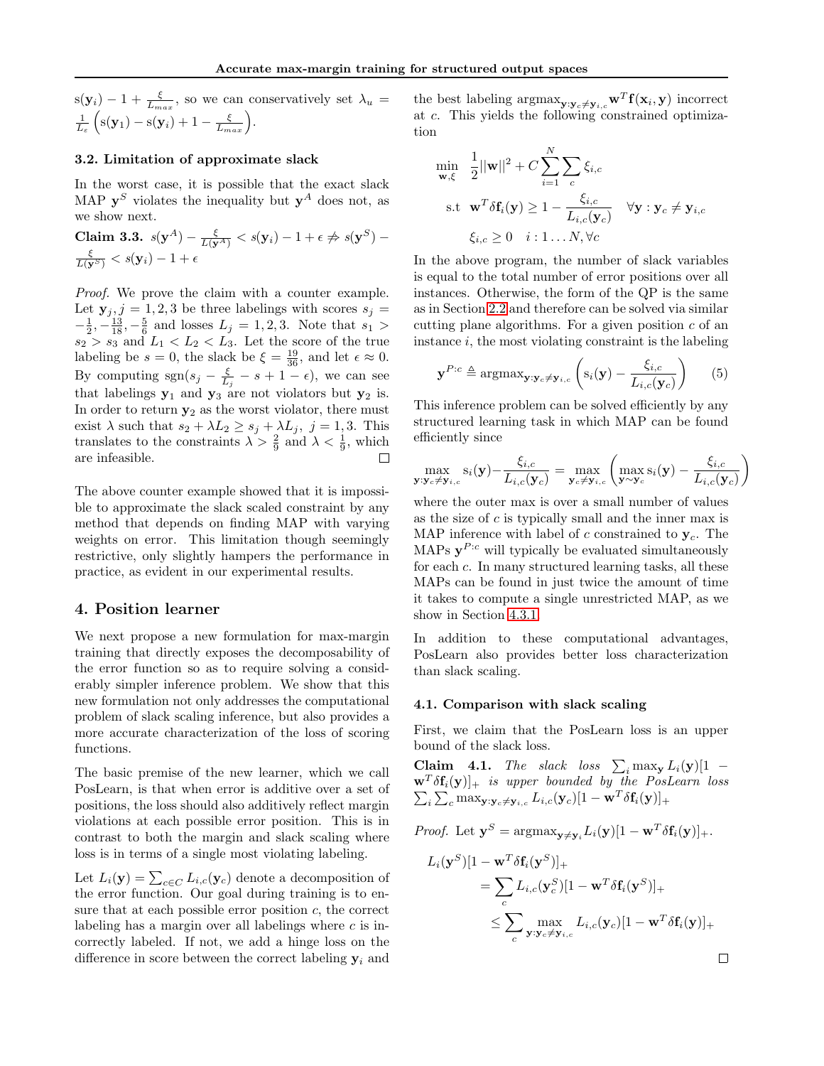$s(\mathbf{y}_i) - 1 + \frac{\xi}{L_{max}}$, so we can conservatively set $\lambda_u = \frac{1}{L_\epsilon}\left(s(\mathbf{y}_1) - s(\mathbf{y}_i) + 1 - \frac{\xi}{L_{max}}\right)$.

### 3.2. Limitation of approximate slack

In the worst case, it is possible that the exact slack MAP $\mathbf{y}^S$ violates the inequality but $\mathbf{y}^A$ does not, as we show next.

**Claim 3.3.** $s(\mathbf{y}^A) - \frac{\xi}{L(\mathbf{y}^A)} < s(\mathbf{y}_i) - 1 + \epsilon \not\Rightarrow s(\mathbf{y}^S) - \frac{\xi}{L(\mathbf{y}^S)} < s(\mathbf{y}_i) - 1 + \epsilon$

*Proof.* We prove the claim with a counter example. Let $\mathbf{y}_j, j = 1, 2, 3$ be three labelings with scores $s_j = -\frac{1}{2}, -\frac{13}{18}, -\frac{5}{6}$ and losses $L_j = 1, 2, 3$. Note that $s_1 > s_2 > s_3$ and $L_1 < L_2 < L_3$. Let the score of the true labeling be $s = 0$, the slack be $\xi = \frac{19}{36}$, and let $\epsilon \approx 0$. By computing $\text{sgn}(s_j - \frac{\xi}{L_j} - s + 1 - \epsilon)$, we can see that labelings $\mathbf{y}_1$ and $\mathbf{y}_3$ are not violators but $\mathbf{y}_2$ is. In order to return $\mathbf{y}_2$ as the worst violator, there must exist $\lambda$ such that $s_2 + \lambda L_2 \geq s_j + \lambda L_j,\ j = 1, 3$. This translates to the constraints $\lambda > \frac{2}{9}$ and $\lambda < \frac{1}{9}$, which are infeasible. □

The above counter example showed that it is impossible to approximate the slack scaled constraint by any method that depends on finding MAP with varying weights on error. This limitation though seemingly restrictive, only slightly hampers the performance in practice, as evident in our experimental results.

## 4. Position learner

We next propose a new formulation for max-margin training that directly exposes the decomposability of the error function so as to require solving a considerably simpler inference problem. We show that this new formulation not only addresses the computational problem of slack scaling inference, but also provides a more accurate characterization of the loss of scoring functions.

The basic premise of the new learner, which we call PosLearn, is that when error is additive over a set of positions, the loss should also additively reflect margin violations at each possible error position. This is in contrast to both the margin and slack scaling where loss is in terms of a single most violating labeling.

Let $L_i(\mathbf{y}) = \sum_{c \in C} L_{i,c}(\mathbf{y}_c)$ denote a decomposition of the error function. Our goal during training is to ensure that at each possible error position $c$, the correct labeling has a margin over all labelings where $c$ is incorrectly labeled. If not, we add a hinge loss on the difference in score between the correct labeling $\mathbf{y}_i$ and the best labeling $\text{argmax}_{\mathbf{y}:\mathbf{y}_c \neq \mathbf{y}_{i,c}} \mathbf{w}^T \mathbf{f}(\mathbf{x}_i, \mathbf{y})$ incorrect at $c$. This yields the following constrained optimization

$$
\begin{aligned}
\min_{\mathbf{w},\xi} \quad & \frac{1}{2}||\mathbf{w}||^2 + C \sum_{i=1}^{N} \sum_{c} \xi_{i,c} \\
\text{s.t} \quad & \mathbf{w}^T \delta \mathbf{f}_i(\mathbf{y}) \geq 1 - \frac{\xi_{i,c}}{L_{i,c}(\mathbf{y}_c)} \quad \forall \mathbf{y} : \mathbf{y}_c \neq \mathbf{y}_{i,c} \\
& \xi_{i,c} \geq 0 \quad i : 1 \ldots N, \forall c
\end{aligned}
$$

In the above program, the number of slack variables is equal to the total number of error positions over all instances. Otherwise, the form of the QP is the same as in Section 2.2 and therefore can be solved via similar cutting plane algorithms. For a given position $c$ of an instance $i$, the most violating constraint is the labeling

$$
\mathbf{y}^{P:c} \triangleq \text{argmax}_{\mathbf{y}:\mathbf{y}_c \neq \mathbf{y}_{i,c}} \left( s_i(\mathbf{y}) - \frac{\xi_{i,c}}{L_{i,c}(\mathbf{y}_c)} \right) \qquad (5)
$$

This inference problem can be solved efficiently by any structured learning task in which MAP can be found efficiently since

$$
\max_{\mathbf{y}:\mathbf{y}_c \neq \mathbf{y}_{i,c}} s_i(\mathbf{y}) - \frac{\xi_{i,c}}{L_{i,c}(\mathbf{y}_c)} = \max_{\mathbf{y}_c \neq \mathbf{y}_{i,c}} \left( \max_{\mathbf{y} \sim \mathbf{y}_c} s_i(\mathbf{y}) - \frac{\xi_{i,c}}{L_{i,c}(\mathbf{y}_c)} \right)
$$

where the outer max is over a small number of values as the size of $c$ is typically small and the inner max is MAP inference with label of $c$ constrained to $\mathbf{y}_c$. The MAPs $\mathbf{y}^{P:c}$ will typically be evaluated simultaneously for each $c$. In many structured learning tasks, all these MAPs can be found in just twice the amount of time it takes to compute a single unrestricted MAP, as we show in Section 4.3.1

In addition to these computational advantages, PosLearn also provides better loss characterization than slack scaling.

### 4.1. Comparison with slack scaling

First, we claim that the PosLearn loss is an upper bound of the slack loss.

**Claim 4.1.** *The slack loss* $\sum_i \max_{\mathbf{y}} L_i(\mathbf{y})[1 - \mathbf{w}^T \delta \mathbf{f}_i(\mathbf{y})]_+$ *is upper bounded by the PosLearn loss* $\sum_i \sum_c \max_{\mathbf{y}:\mathbf{y}_c \neq \mathbf{y}_{i,c}} L_{i,c}(\mathbf{y}_c)[1 - \mathbf{w}^T \delta \mathbf{f}_i(\mathbf{y})]_+$

*Proof.* Let $\mathbf{y}^S = \text{argmax}_{\mathbf{y} \neq \mathbf{y}_i} L_i(\mathbf{y})[1 - \mathbf{w}^T \delta \mathbf{f}_i(\mathbf{y})]_+$.

$$
\begin{aligned}
L_i(\mathbf{y}^S)[1 - \mathbf{w}^T \delta \mathbf{f}_i(\mathbf{y}^S)]_+ \\
&= \sum_c L_{i,c}(\mathbf{y}^S_c)[1 - \mathbf{w}^T \delta \mathbf{f}_i(\mathbf{y}^S)]_+ \\
&\leq \sum_c \max_{\mathbf{y}:\mathbf{y}_c \neq \mathbf{y}_{i,c}} L_{i,c}(\mathbf{y}_c)[1 - \mathbf{w}^T \delta \mathbf{f}_i(\mathbf{y})]_+
\end{aligned}
$$

□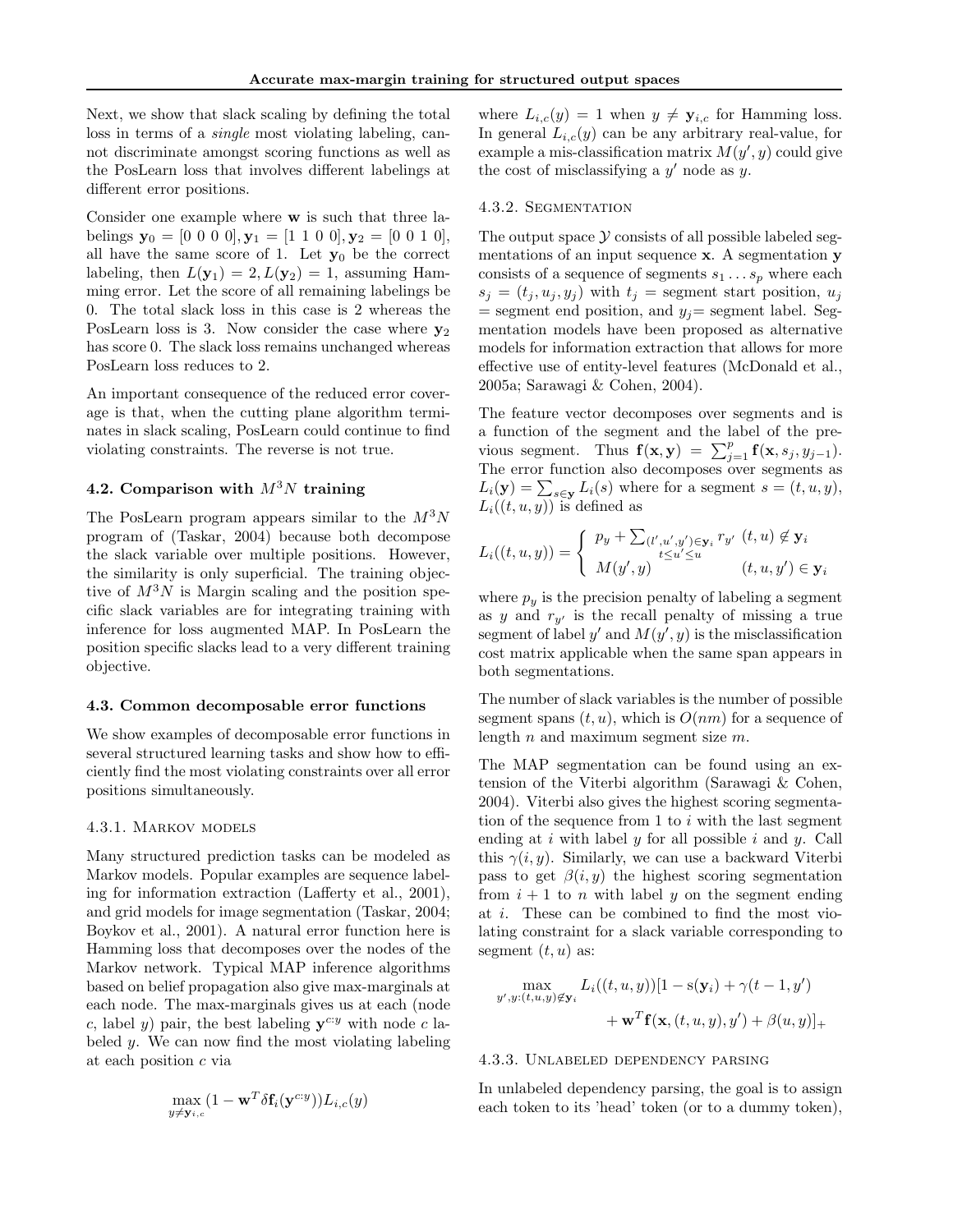Next, we show that slack scaling by defining the total loss in terms of a *single* most violating labeling, cannot discriminate amongst scoring functions as well as the PosLearn loss that involves different labelings at different error positions.

Consider one example where $\mathbf{w}$ is such that three labelings $\mathbf{y}_0 = [0\ 0\ 0\ 0], \mathbf{y}_1 = [1\ 1\ 0\ 0], \mathbf{y}_2 = [0\ 0\ 1\ 0]$, all have the same score of 1. Let $\mathbf{y}_0$ be the correct labeling, then $L(\mathbf{y}_1) = 2, L(\mathbf{y}_2) = 1$, assuming Hamming error. Let the score of all remaining labelings be 0. The total slack loss in this case is 2 whereas the PosLearn loss is 3. Now consider the case where $\mathbf{y}_2$ has score 0. The slack loss remains unchanged whereas PosLearn loss reduces to 2.

An important consequence of the reduced error coverage is that, when the cutting plane algorithm terminates in slack scaling, PosLearn could continue to find violating constraints. The reverse is not true.

### 4.2. Comparison with $M^3N$ training

The PosLearn program appears similar to the $M^3N$ program of (Taskar, 2004) because both decompose the slack variable over multiple positions. However, the similarity is only superficial. The training objective of $M^3N$ is Margin scaling and the position specific slack variables are for integrating training with inference for loss augmented MAP. In PosLearn the position specific slacks lead to a very different training objective.

### 4.3. Common decomposable error functions

We show examples of decomposable error functions in several structured learning tasks and show how to efficiently find the most violating constraints over all error positions simultaneously.

#### 4.3.1. Markov models

Many structured prediction tasks can be modeled as Markov models. Popular examples are sequence labeling for information extraction (Lafferty et al., 2001), and grid models for image segmentation (Taskar, 2004; Boykov et al., 2001). A natural error function here is Hamming loss that decomposes over the nodes of the Markov network. Typical MAP inference algorithms based on belief propagation also give max-marginals at each node. The max-marginals gives us at each (node $c$, label $y$) pair, the best labeling $\mathbf{y}^{c:y}$ with node $c$ labeled $y$. We can now find the most violating labeling at each position $c$ via

$$\max_{y \neq \mathbf{y}_{i,c}} (1 - \mathbf{w}^T \delta \mathbf{f}_i(\mathbf{y}^{c:y})) L_{i,c}(y)$$

where $L_{i,c}(y) = 1$ when $y \neq \mathbf{y}_{i,c}$ for Hamming loss. In general $L_{i,c}(y)$ can be any arbitrary real-value, for example a mis-classification matrix $M(y', y)$ could give the cost of misclassifying a $y'$ node as $y$.

#### 4.3.2. Segmentation

The output space $\mathcal{Y}$ consists of all possible labeled segmentations of an input sequence $\mathbf{x}$. A segmentation $\mathbf{y}$ consists of a sequence of segments $s_1 \ldots s_p$ where each $s_j = (t_j, u_j, y_j)$ with $t_j$ = segment start position, $u_j$ = segment end position, and $y_j$= segment label. Segmentation models have been proposed as alternative models for information extraction that allows for more effective use of entity-level features (McDonald et al., 2005a; Sarawagi & Cohen, 2004).

The feature vector decomposes over segments and is a function of the segment and the label of the previous segment. Thus $\mathbf{f}(\mathbf{x}, \mathbf{y}) = \sum_{j=1}^{p} \mathbf{f}(\mathbf{x}, s_j, y_{j-1})$. The error function also decomposes over segments as $L_i(\mathbf{y}) = \sum_{s \in \mathbf{y}} L_i(s)$ where for a segment $s = (t, u, y)$, $L_i((t, u, y))$ is defined as

$$L_i((t,u,y)) = \begin{cases} p_y + \sum_{\substack{(l',u',y') \in \mathbf{y}_i \\ t \leq u' \leq u}} r_{y'} & (t,u) \notin \mathbf{y}_i \\ M(y', y) & (t,u,y') \in \mathbf{y}_i \end{cases}$$

where $p_y$ is the precision penalty of labeling a segment as $y$ and $r_{y'}$ is the recall penalty of missing a true segment of label $y'$ and $M(y', y)$ is the misclassification cost matrix applicable when the same span appears in both segmentations.

The number of slack variables is the number of possible segment spans $(t, u)$, which is $O(nm)$ for a sequence of length $n$ and maximum segment size $m$.

The MAP segmentation can be found using an extension of the Viterbi algorithm (Sarawagi & Cohen, 2004). Viterbi also gives the highest scoring segmentation of the sequence from 1 to $i$ with the last segment ending at $i$ with label $y$ for all possible $i$ and $y$. Call this $\gamma(i, y)$. Similarly, we can use a backward Viterbi pass to get $\beta(i, y)$ the highest scoring segmentation from $i+1$ to $n$ with label $y$ on the segment ending at $i$. These can be combined to find the most violating constraint for a slack variable corresponding to segment $(t, u)$ as:

$$\max_{y',y:(t,u,y) \notin \mathbf{y}_i} L_i((t,u,y))[1 - \mathrm{s}(\mathbf{y}_i) + \gamma(t-1, y') + \mathbf{w}^T \mathbf{f}(\mathbf{x}, (t,u,y), y') + \beta(u, y)]_+$$

#### 4.3.3. Unlabeled dependency parsing

In unlabeled dependency parsing, the goal is to assign each token to its 'head' token (or to a dummy token),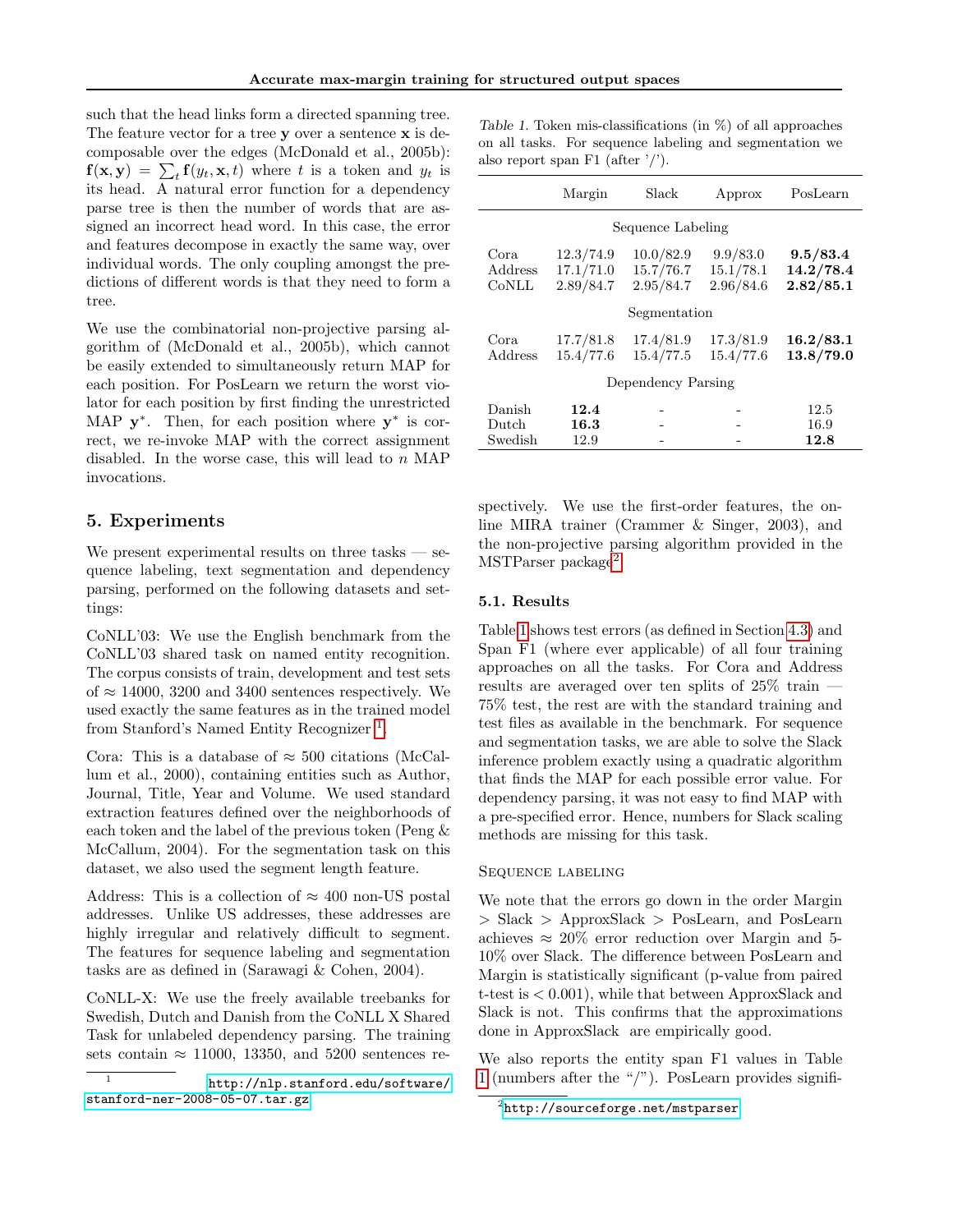such that the head links form a directed spanning tree. The feature vector for a tree $\mathbf{y}$ over a sentence $\mathbf{x}$ is decomposable over the edges (McDonald et al., 2005b): $\mathbf{f}(\mathbf{x}, \mathbf{y}) = \sum_t \mathbf{f}(y_t, \mathbf{x}, t)$ where $t$ is a token and $y_t$ is its head. A natural error function for a dependency parse tree is then the number of words that are assigned an incorrect head word. In this case, the error and features decompose in exactly the same way, over individual words. The only coupling amongst the predictions of different words is that they need to form a tree.

We use the combinatorial non-projective parsing algorithm of (McDonald et al., 2005b), which cannot be easily extended to simultaneously return MAP for each position. For PosLearn we return the worst violator for each position by first finding the unrestricted MAP $\mathbf{y}^*$. Then, for each position where $\mathbf{y}^*$ is correct, we re-invoke MAP with the correct assignment disabled. In the worse case, this will lead to $n$ MAP invocations.

## 5. Experiments

We present experimental results on three tasks — sequence labeling, text segmentation and dependency parsing, performed on the following datasets and settings:

CoNLL'03: We use the English benchmark from the CoNLL'03 shared task on named entity recognition. The corpus consists of train, development and test sets of $\approx$ 14000, 3200 and 3400 sentences respectively. We used exactly the same features as in the trained model from Stanford's Named Entity Recognizer [1].

Cora: This is a database of $\approx$ 500 citations (McCallum et al., 2000), containing entities such as Author, Journal, Title, Year and Volume. We used standard extraction features defined over the neighborhoods of each token and the label of the previous token (Peng & McCallum, 2004). For the segmentation task on this dataset, we also used the segment length feature.

Address: This is a collection of $\approx$ 400 non-US postal addresses. Unlike US addresses, these addresses are highly irregular and relatively difficult to segment. The features for sequence labeling and segmentation tasks are as defined in (Sarawagi & Cohen, 2004).

CoNLL-X: We use the freely available treebanks for Swedish, Dutch and Danish from the CoNLL X Shared Task for unlabeled dependency parsing. The training sets contain $\approx$ 11000, 13350, and 5200 sentences respectively. We use the first-order features, the online MIRA trainer (Crammer & Singer, 2003), and the non-projective parsing algorithm provided in the MSTParser package[2].

*Table 1.* Token mis-classifications (in %) of all approaches on all tasks. For sequence labeling and segmentation we also report span F1 (after '/').

| | Margin | Slack | Approx | PosLearn |
|---|---|---|---|---|
| **Sequence Labeling** | | | | |
| Cora | 12.3/74.9 | 10.0/82.9 | 9.9/83.0 | **9.5/83.4** |
| Address | 17.1/71.0 | 15.7/76.7 | 15.1/78.1 | **14.2/78.4** |
| CoNLL | 2.89/84.7 | 2.95/84.7 | 2.96/84.6 | **2.82/85.1** |
| **Segmentation** | | | | |
| Cora | 17.7/81.8 | 17.4/81.9 | 17.3/81.9 | **16.2/83.1** |
| Address | 15.4/77.6 | 15.4/77.5 | 15.4/77.6 | **13.8/79.0** |
| **Dependency Parsing** | | | | |
| Danish | **12.4** | - | - | 12.5 |
| Dutch | **16.3** | - | - | 16.9 |
| Swedish | 12.9 | - | - | **12.8** |

### 5.1. Results

Table 1 shows test errors (as defined in Section 4.3) and Span F1 (where ever applicable) of all four training approaches on all the tasks. For Cora and Address results are averaged over ten splits of 25% train — 75% test, the rest are with the standard training and test files as available in the benchmark. For sequence and segmentation tasks, we are able to solve the Slack inference problem exactly using a quadratic algorithm that finds the MAP for each possible error value. For dependency parsing, it was not easy to find MAP with a pre-specified error. Hence, numbers for Slack scaling methods are missing for this task.

#### Sequence labeling

We note that the errors go down in the order Margin > Slack > ApproxSlack > PosLearn, and PosLearn achieves $\approx$ 20% error reduction over Margin and 5-10% over Slack. The difference between PosLearn and Margin is statistically significant (p-value from paired t-test is $< 0.001$), while that between ApproxSlack and Slack is not. This confirms that the approximations done in ApproxSlack are empirically good.

We also reports the entity span F1 values in Table 1 (numbers after the "/"). PosLearn provides signifi-

---

[1] http://nlp.stanford.edu/software/stanford-ner-2008-05-07.tar.gz

[2] http://sourceforge.net/mstparser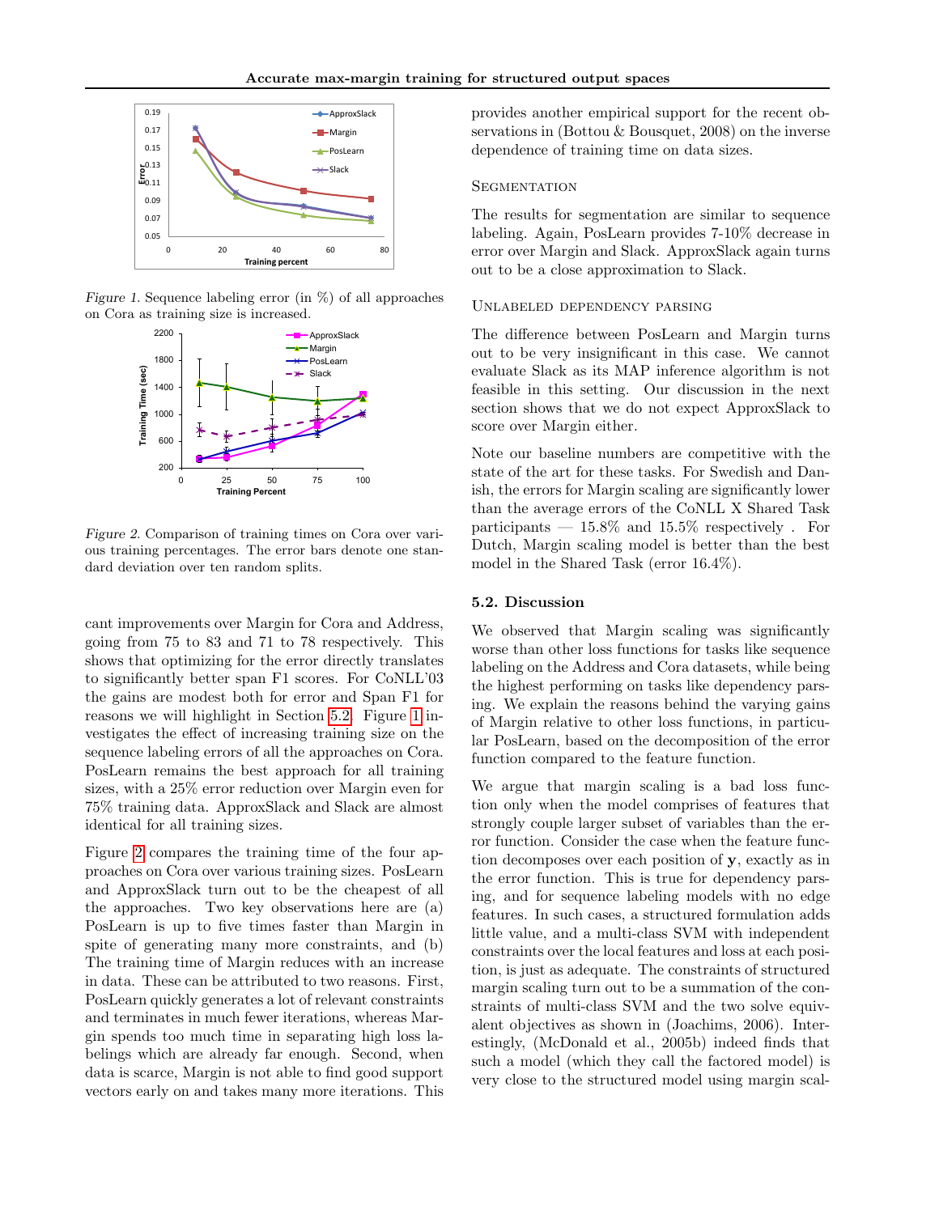Figure 1. Sequence labeling error (in %) of all approaches on Cora as training size is increased.

Figure 2. Comparison of training times on Cora over various training percentages. The error bars denote one standard deviation over ten random splits.

cant improvements over Margin for Cora and Address, going from 75 to 83 and 71 to 78 respectively. This shows that optimizing for the error directly translates to significantly better span F1 scores. For CoNLL'03 the gains are modest both for error and Span F1 for reasons we will highlight in Section 5.2. Figure 1 investigates the effect of increasing training size on the sequence labeling errors of all the approaches on Cora. PosLearn remains the best approach for all training sizes, with a 25% error reduction over Margin even for 75% training data. ApproxSlack and Slack are almost identical for all training sizes.

Figure 2 compares the training time of the four approaches on Cora over various training sizes. PosLearn and ApproxSlack turn out to be the cheapest of all the approaches. Two key observations here are (a) PosLearn is up to five times faster than Margin in spite of generating many more constraints, and (b) The training time of Margin reduces with an increase in data. These can be attributed to two reasons. First, PosLearn quickly generates a lot of relevant constraints and terminates in much fewer iterations, whereas Margin spends too much time in separating high loss labelings which are already far enough. Second, when data is scarce, Margin is not able to find good support vectors early on and takes many more iterations. This provides another empirical support for the recent observations in (Bottou & Bousquet, 2008) on the inverse dependence of training time on data sizes.

### Segmentation

The results for segmentation are similar to sequence labeling. Again, PosLearn provides 7-10% decrease in error over Margin and Slack. ApproxSlack again turns out to be a close approximation to Slack.

### Unlabeled dependency parsing

The difference between PosLearn and Margin turns out to be very insignificant in this case. We cannot evaluate Slack as its MAP inference algorithm is not feasible in this setting. Our discussion in the next section shows that we do not expect ApproxSlack to score over Margin either.

Note our baseline numbers are competitive with the state of the art for these tasks. For Swedish and Danish, the errors for Margin scaling are significantly lower than the average errors of the CoNLL X Shared Task participants — 15.8% and 15.5% respectively . For Dutch, Margin scaling model is better than the best model in the Shared Task (error 16.4%).

## 5.2. Discussion

We observed that Margin scaling was significantly worse than other loss functions for tasks like sequence labeling on the Address and Cora datasets, while being the highest performing on tasks like dependency parsing. We explain the reasons behind the varying gains of Margin relative to other loss functions, in particular PosLearn, based on the decomposition of the error function compared to the feature function.

We argue that margin scaling is a bad loss function only when the model comprises of features that strongly couple larger subset of variables than the error function. Consider the case when the feature function decomposes over each position of $\mathbf{y}$, exactly as in the error function. This is true for dependency parsing, and for sequence labeling models with no edge features. In such cases, a structured formulation adds little value, and a multi-class SVM with independent constraints over the local features and loss at each position, is just as adequate. The constraints of structured margin scaling turn out to be a summation of the constraints of multi-class SVM and the two solve equivalent objectives as shown in (Joachims, 2006). Interestingly, (McDonald et al., 2005b) indeed finds that such a model (which they call the factored model) is very close to the structured model using margin scal-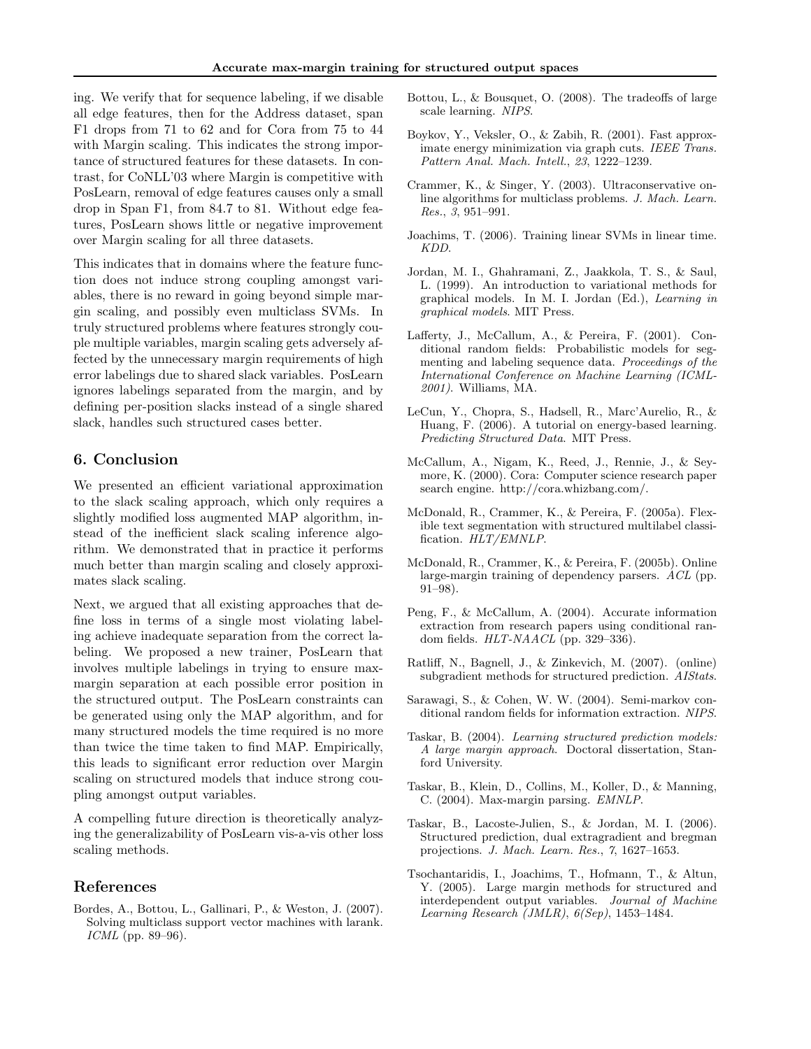ing. We verify that for sequence labeling, if we disable all edge features, then for the Address dataset, span F1 drops from 71 to 62 and for Cora from 75 to 44 with Margin scaling. This indicates the strong importance of structured features for these datasets. In contrast, for CoNLL'03 where Margin is competitive with PosLearn, removal of edge features causes only a small drop in Span F1, from 84.7 to 81. Without edge features, PosLearn shows little or negative improvement over Margin scaling for all three datasets.

This indicates that in domains where the feature function does not induce strong coupling amongst variables, there is no reward in going beyond simple margin scaling, and possibly even multiclass SVMs. In truly structured problems where features strongly couple multiple variables, margin scaling gets adversely affected by the unnecessary margin requirements of high error labelings due to shared slack variables. PosLearn ignores labelings separated from the margin, and by defining per-position slacks instead of a single shared slack, handles such structured cases better.

## 6. Conclusion

We presented an efficient variational approximation to the slack scaling approach, which only requires a slightly modified loss augmented MAP algorithm, instead of the inefficient slack scaling inference algorithm. We demonstrated that in practice it performs much better than margin scaling and closely approximates slack scaling.

Next, we argued that all existing approaches that define loss in terms of a single most violating labeling achieve inadequate separation from the correct labeling. We proposed a new trainer, PosLearn that involves multiple labelings in trying to ensure max-margin separation at each possible error position in the structured output. The PosLearn constraints can be generated using only the MAP algorithm, and for many structured models the time required is no more than twice the time taken to find MAP. Empirically, this leads to significant error reduction over Margin scaling on structured models that induce strong coupling amongst output variables.

A compelling future direction is theoretically analyzing the generalizability of PosLearn vis-a-vis other loss scaling methods.

## References

Bordes, A., Bottou, L., Gallinari, P., & Weston, J. (2007). Solving multiclass support vector machines with larank. *ICML* (pp. 89–96).

Bottou, L., & Bousquet, O. (2008). The tradeoffs of large scale learning. *NIPS*.

Boykov, Y., Veksler, O., & Zabih, R. (2001). Fast approximate energy minimization via graph cuts. *IEEE Trans. Pattern Anal. Mach. Intell.*, *23*, 1222–1239.

Crammer, K., & Singer, Y. (2003). Ultraconservative online algorithms for multiclass problems. *J. Mach. Learn. Res.*, *3*, 951–991.

Joachims, T. (2006). Training linear SVMs in linear time. *KDD*.

Jordan, M. I., Ghahramani, Z., Jaakkola, T. S., & Saul, L. (1999). An introduction to variational methods for graphical models. In M. I. Jordan (Ed.), *Learning in graphical models*. MIT Press.

Lafferty, J., McCallum, A., & Pereira, F. (2001). Conditional random fields: Probabilistic models for segmenting and labeling sequence data. *Proceedings of the International Conference on Machine Learning (ICML-2001)*. Williams, MA.

LeCun, Y., Chopra, S., Hadsell, R., Marc'Aurelio, R., & Huang, F. (2006). A tutorial on energy-based learning. *Predicting Structured Data*. MIT Press.

McCallum, A., Nigam, K., Reed, J., Rennie, J., & Seymore, K. (2000). Cora: Computer science research paper search engine. http://cora.whizbang.com/.

McDonald, R., Crammer, K., & Pereira, F. (2005a). Flexible text segmentation with structured multilabel classification. *HLT/EMNLP*.

McDonald, R., Crammer, K., & Pereira, F. (2005b). Online large-margin training of dependency parsers. *ACL* (pp. 91–98).

Peng, F., & McCallum, A. (2004). Accurate information extraction from research papers using conditional random fields. *HLT-NAACL* (pp. 329–336).

Ratliff, N., Bagnell, J., & Zinkevich, M. (2007). (online) subgradient methods for structured prediction. *AIStats*.

Sarawagi, S., & Cohen, W. W. (2004). Semi-markov conditional random fields for information extraction. *NIPS*.

Taskar, B. (2004). *Learning structured prediction models: A large margin approach*. Doctoral dissertation, Stanford University.

Taskar, B., Klein, D., Collins, M., Koller, D., & Manning, C. (2004). Max-margin parsing. *EMNLP*.

Taskar, B., Lacoste-Julien, S., & Jordan, M. I. (2006). Structured prediction, dual extragradient and bregman projections. *J. Mach. Learn. Res.*, *7*, 1627–1653.

Tsochantaridis, I., Joachims, T., Hofmann, T., & Altun, Y. (2005). Large margin methods for structured and interdependent output variables. *Journal of Machine Learning Research (JMLR)*, *6(Sep)*, 1453–1484.